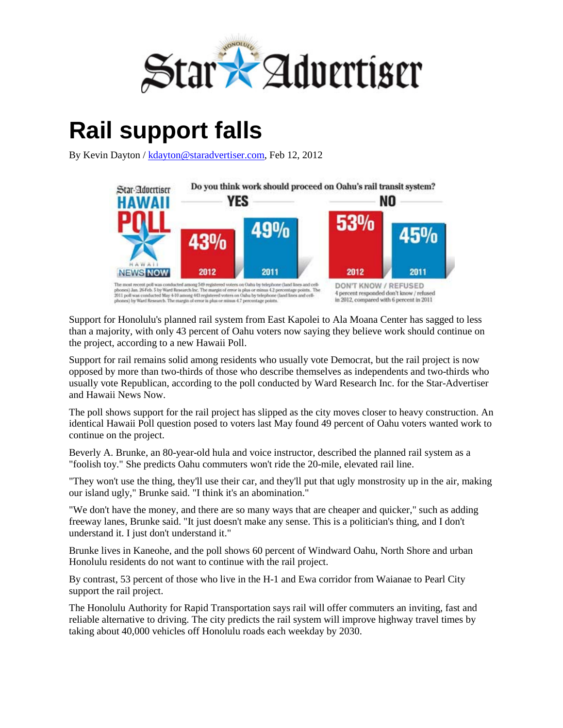# Star Advertiser

# Rail support falls

By Kevin Dayton / kdayton@staradvertiser.com, Feb 12, 2012

**Star-Advertiser HAWAII POLL** — HAWAII NEWS NOW

**Do you think work should proceed on Oahu's rail transit system?**

| | YES | | NO | |
|---|---|---|---|---|
| | 2012 | 2011 | 2012 | 2011 |
| | 43% | 49% | 53% | 45% |

The most recent poll was conducted among 549 registered voters on Oahu by telephone (land lines and cell-phones) Jan. 26-Feb. 5 by Ward Research Inc. The margin of error is plus or minus 4.2 percentage points. The 2011 poll was conducted May 4-10 among 443 registered voters on Oahu by telephone (land lines and cell-phones) by Ward Research. The margin of error is plus or minus 4.7 percentage points.

DON'T KNOW / REFUSED
4 percent responded don't know / refused in 2012, compared with 6 percent in 2011

Support for Honolulu's planned rail system from East Kapolei to Ala Moana Center has sagged to less than a majority, with only 43 percent of Oahu voters now saying they believe work should continue on the project, according to a new Hawaii Poll.

Support for rail remains solid among residents who usually vote Democrat, but the rail project is now opposed by more than two-thirds of those who describe themselves as independents and two-thirds who usually vote Republican, according to the poll conducted by Ward Research Inc. for the Star-Advertiser and Hawaii News Now.

The poll shows support for the rail project has slipped as the city moves closer to heavy construction. An identical Hawaii Poll question posed to voters last May found 49 percent of Oahu voters wanted work to continue on the project.

Beverly A. Brunke, an 80-year-old hula and voice instructor, described the planned rail system as a "foolish toy." She predicts Oahu commuters won't ride the 20-mile, elevated rail line.

"They won't use the thing, they'll use their car, and they'll put that ugly monstrosity up in the air, making our island ugly," Brunke said. "I think it's an abomination."

"We don't have the money, and there are so many ways that are cheaper and quicker," such as adding freeway lanes, Brunke said. "It just doesn't make any sense. This is a politician's thing, and I don't understand it. I just don't understand it."

Brunke lives in Kaneohe, and the poll shows 60 percent of Windward Oahu, North Shore and urban Honolulu residents do not want to continue with the rail project.

By contrast, 53 percent of those who live in the H-1 and Ewa corridor from Waianae to Pearl City support the rail project.

The Honolulu Authority for Rapid Transportation says rail will offer commuters an inviting, fast and reliable alternative to driving. The city predicts the rail system will improve highway travel times by taking about 40,000 vehicles off Honolulu roads each weekday by 2030.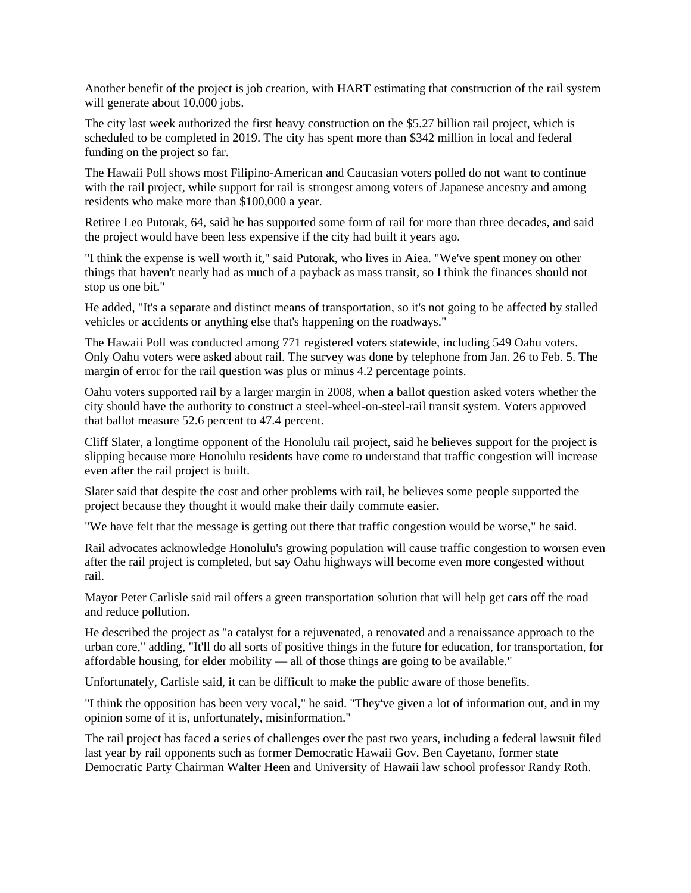Another benefit of the project is job creation, with HART estimating that construction of the rail system will generate about 10,000 jobs.

The city last week authorized the first heavy construction on the $5.27 billion rail project, which is scheduled to be completed in 2019. The city has spent more than $342 million in local and federal funding on the project so far.

The Hawaii Poll shows most Filipino-American and Caucasian voters polled do not want to continue with the rail project, while support for rail is strongest among voters of Japanese ancestry and among residents who make more than $100,000 a year.

Retiree Leo Putorak, 64, said he has supported some form of rail for more than three decades, and said the project would have been less expensive if the city had built it years ago.

"I think the expense is well worth it," said Putorak, who lives in Aiea. "We've spent money on other things that haven't nearly had as much of a payback as mass transit, so I think the finances should not stop us one bit."

He added, "It's a separate and distinct means of transportation, so it's not going to be affected by stalled vehicles or accidents or anything else that's happening on the roadways."

The Hawaii Poll was conducted among 771 registered voters statewide, including 549 Oahu voters. Only Oahu voters were asked about rail. The survey was done by telephone from Jan. 26 to Feb. 5. The margin of error for the rail question was plus or minus 4.2 percentage points.

Oahu voters supported rail by a larger margin in 2008, when a ballot question asked voters whether the city should have the authority to construct a steel-wheel-on-steel-rail transit system. Voters approved that ballot measure 52.6 percent to 47.4 percent.

Cliff Slater, a longtime opponent of the Honolulu rail project, said he believes support for the project is slipping because more Honolulu residents have come to understand that traffic congestion will increase even after the rail project is built.

Slater said that despite the cost and other problems with rail, he believes some people supported the project because they thought it would make their daily commute easier.

"We have felt that the message is getting out there that traffic congestion would be worse," he said.

Rail advocates acknowledge Honolulu's growing population will cause traffic congestion to worsen even after the rail project is completed, but say Oahu highways will become even more congested without rail.

Mayor Peter Carlisle said rail offers a green transportation solution that will help get cars off the road and reduce pollution.

He described the project as "a catalyst for a rejuvenated, a renovated and a renaissance approach to the urban core," adding, "It'll do all sorts of positive things in the future for education, for transportation, for affordable housing, for elder mobility — all of those things are going to be available."

Unfortunately, Carlisle said, it can be difficult to make the public aware of those benefits.

"I think the opposition has been very vocal," he said. "They've given a lot of information out, and in my opinion some of it is, unfortunately, misinformation."

The rail project has faced a series of challenges over the past two years, including a federal lawsuit filed last year by rail opponents such as former Democratic Hawaii Gov. Ben Cayetano, former state Democratic Party Chairman Walter Heen and University of Hawaii law school professor Randy Roth.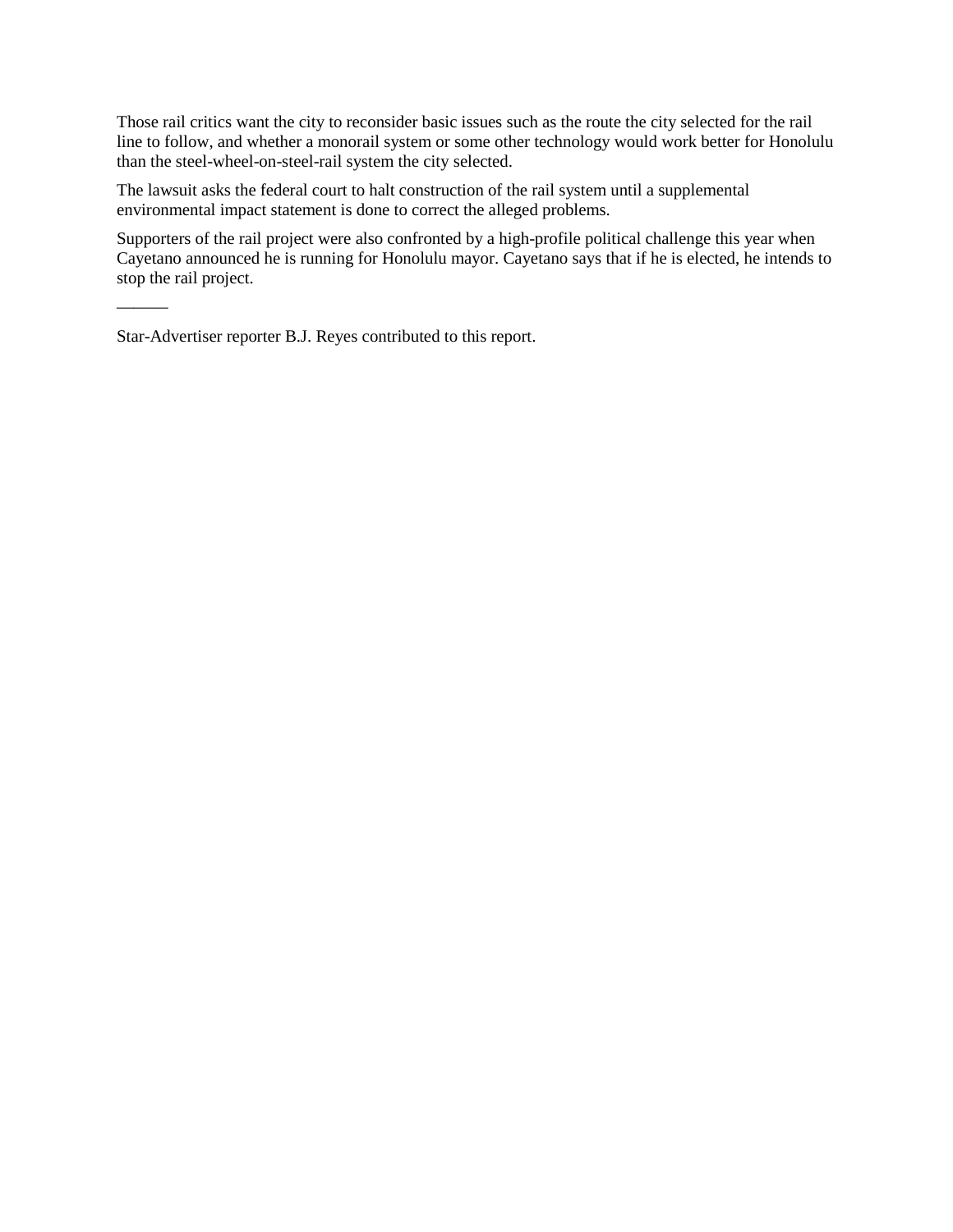Those rail critics want the city to reconsider basic issues such as the route the city selected for the rail line to follow, and whether a monorail system or some other technology would work better for Honolulu than the steel-wheel-on-steel-rail system the city selected.

The lawsuit asks the federal court to halt construction of the rail system until a supplemental environmental impact statement is done to correct the alleged problems.

Supporters of the rail project were also confronted by a high-profile political challenge this year when Cayetano announced he is running for Honolulu mayor. Cayetano says that if he is elected, he intends to stop the rail project.

______

Star-Advertiser reporter B.J. Reyes contributed to this report.